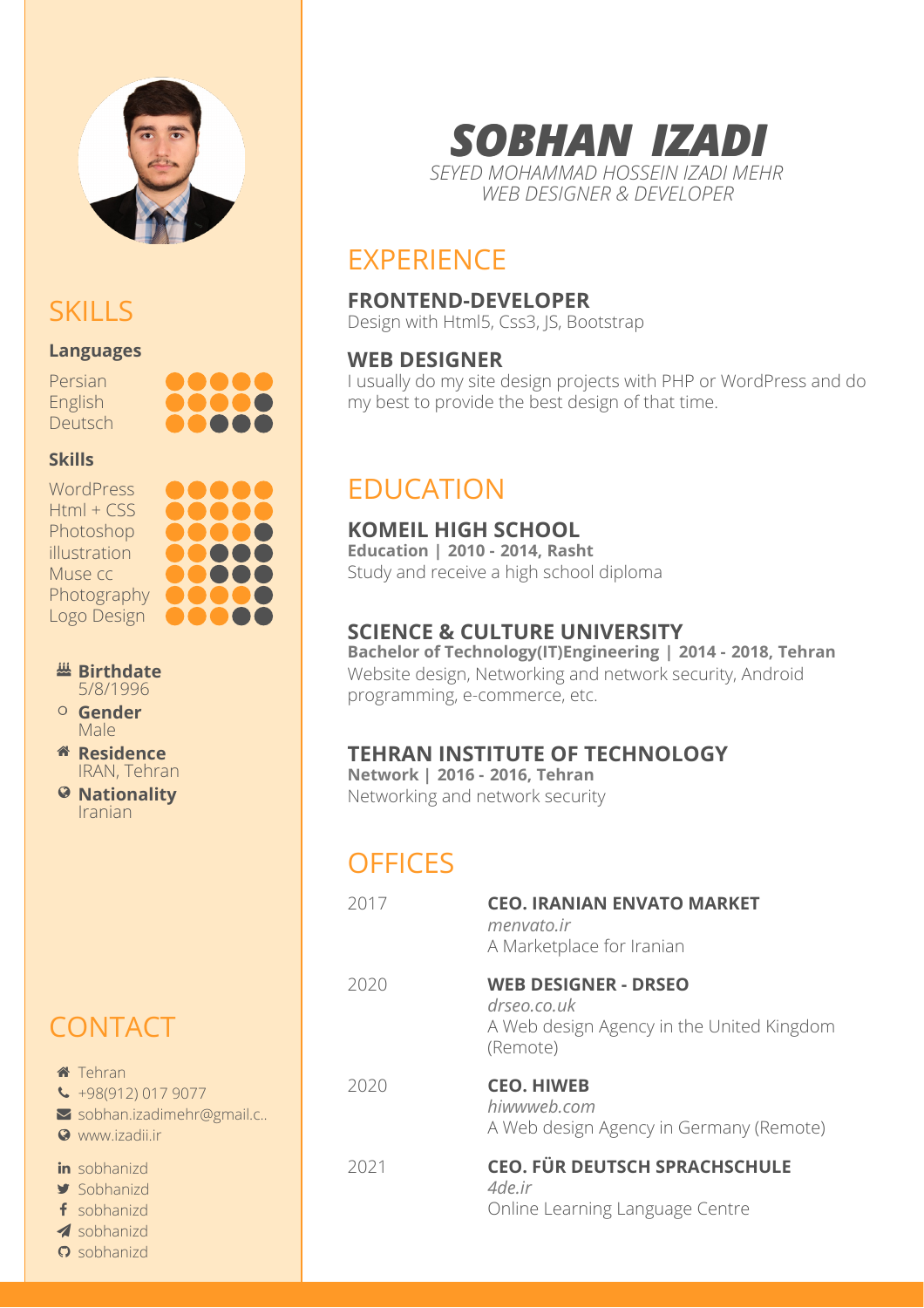# SOBHAN IZADI

SEYED MOHAMMAD HOSSEIN IZADI MEHR
WEB DESIGNER & DEVELOPER

## SKILLS

### Languages

Persian
English
Deutsch

### Skills

WordPress
Html + CSS
Photoshop
illustration
Muse cc
Photography
Logo Design

**Birthdate**
5/8/1996

**Gender**
Male

**Residence**
IRAN, Tehran

**Nationality**
Iranian

## CONTACT

- Tehran
- +98(912) 017 9077
- sobhan.izadimehr@gmail.c..
- www.izadii.ir

- sobhanizd
- Sobhanizd
- sobhanizd
- sobhanizd
- sobhanizd

## EXPERIENCE

### FRONTEND-DEVELOPER

Design with Html5, Css3, JS, Bootstrap

### WEB DESIGNER

I usually do my site design projects with PHP or WordPress and do my best to provide the best design of that time.

## EDUCATION

### KOMEIL HIGH SCHOOL

**Education | 2010 - 2014, Rasht**

Study and receive a high school diploma

### SCIENCE & CULTURE UNIVERSITY

**Bachelor of Technology(IT)Engineering | 2014 - 2018, Tehran**

Website design, Networking and network security, Android programming, e-commerce, etc.

### TEHRAN INSTITUTE OF TECHNOLOGY

**Network | 2016 - 2016, Tehran**

Networking and network security

## OFFICES

2017 — **CEO. IRANIAN ENVATO MARKET**
*menvato.ir*
A Marketplace for Iranian

2020 — **WEB DESIGNER - DRSEO**
*drseo.co.uk*
A Web design Agency in the United Kingdom (Remote)

2020 — **CEO. HIWEB**
*hiwwweb.com*
A Web design Agency in Germany (Remote)

2021 — **CEO. FÜR DEUTSCH SPRACHSCHULE**
*4de.ir*
Online Learning Language Centre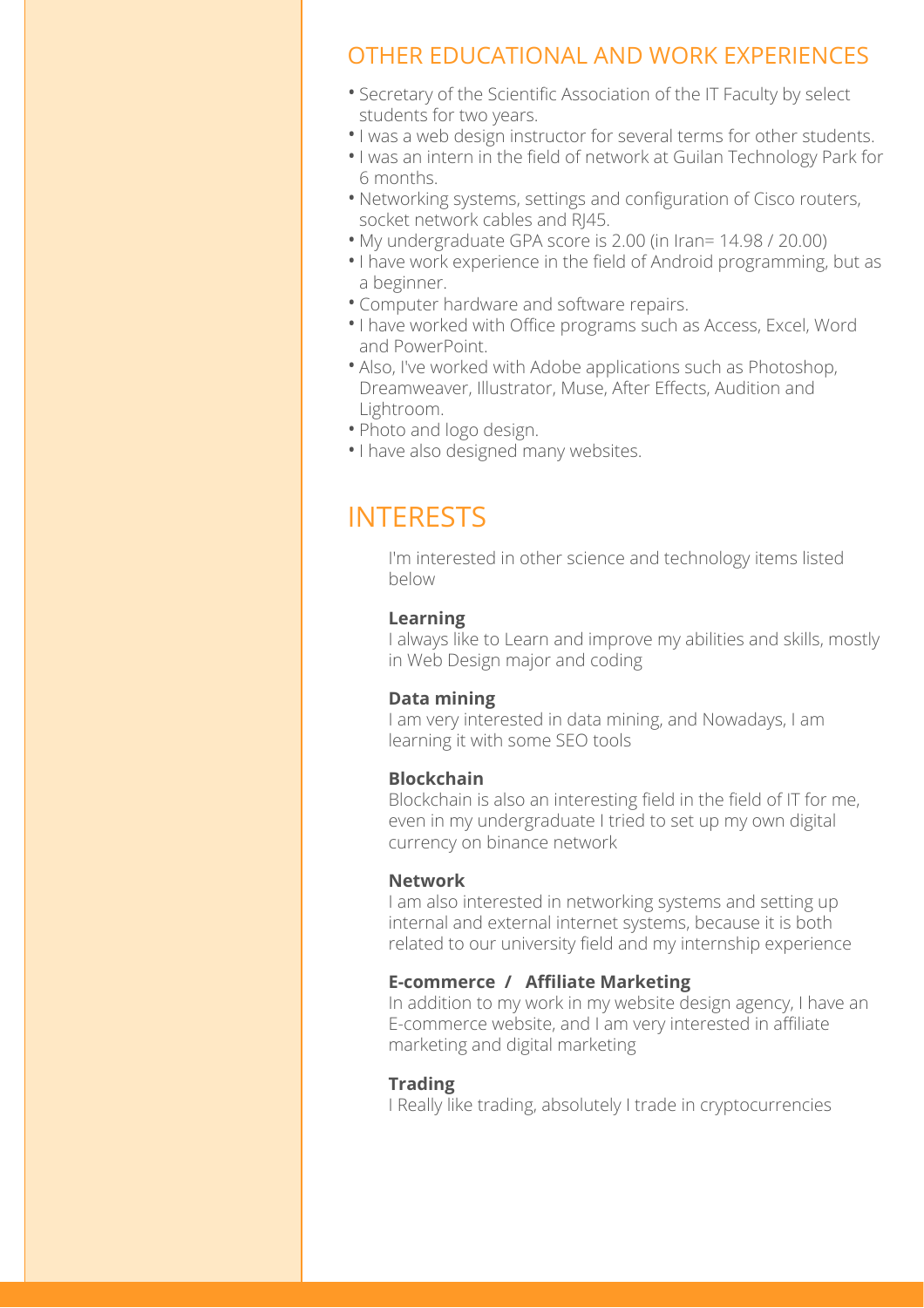## OTHER EDUCATIONAL AND WORK EXPERIENCES

- Secretary of the Scientific Association of the IT Faculty by select students for two years.
- I was a web design instructor for several terms for other students.
- I was an intern in the field of network at Guilan Technology Park for 6 months.
- Networking systems, settings and configuration of Cisco routers, socket network cables and RJ45.
- My undergraduate GPA score is 2.00 (in Iran= 14.98 / 20.00)
- I have work experience in the field of Android programming, but as a beginner.
- Computer hardware and software repairs.
- I have worked with Office programs such as Access, Excel, Word and PowerPoint.
- Also, I've worked with Adobe applications such as Photoshop, Dreamweaver, Illustrator, Muse, After Effects, Audition and Lightroom.
- Photo and logo design.
- I have also designed many websites.

## INTERESTS

I'm interested in other science and technology items listed below

**Learning**
I always like to Learn and improve my abilities and skills, mostly in Web Design major and coding

**Data mining**
I am very interested in data mining, and Nowadays, I am learning it with some SEO tools

**Blockchain**
Blockchain is also an interesting field in the field of IT for me, even in my undergraduate I tried to set up my own digital currency on binance network

**Network**
I am also interested in networking systems and setting up internal and external internet systems, because it is both related to our university field and my internship experience

**E-commerce / Affiliate Marketing**
In addition to my work in my website design agency, I have an E-commerce website, and I am very interested in affiliate marketing and digital marketing

**Trading**
I Really like trading, absolutely I trade in cryptocurrencies